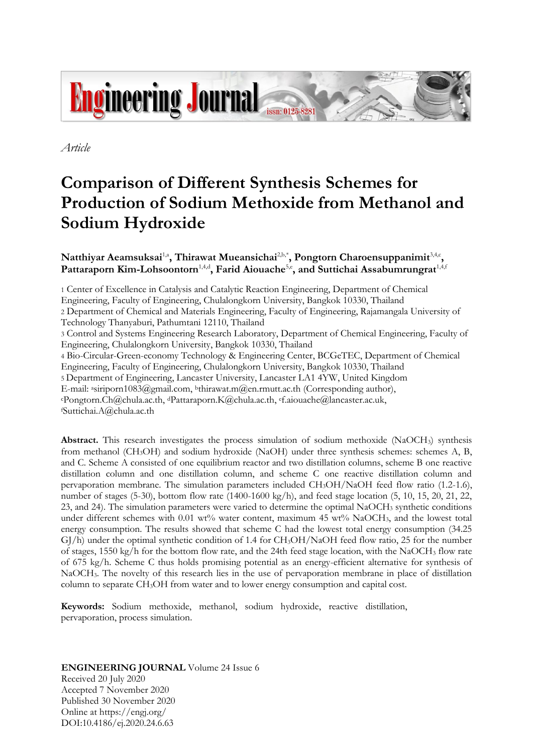*Article*

# Comparison of Different Synthesis Schemes for Production of Sodium Methoxide from Methanol and Sodium Hydroxide

**Natthiyar Aeamsuksai**[1,a], **Thirawat Mueansichai**[2,b,*], **Pongtorn Charoensuppanimit**[3,4,c], **Pattaraporn Kim-Lohsoontorn**[1,4,d], **Farid Aiouache**[5,e], **and Suttichai Assabumrungrat**[1,4,f]

1 Center of Excellence in Catalysis and Catalytic Reaction Engineering, Department of Chemical Engineering, Faculty of Engineering, Chulalongkorn University, Bangkok 10330, Thailand

2 Department of Chemical and Materials Engineering, Faculty of Engineering, Rajamangala University of Technology Thanyaburi, Pathumtani 12110, Thailand

3 Control and Systems Engineering Research Laboratory, Department of Chemical Engineering, Faculty of Engineering, Chulalongkorn University, Bangkok 10330, Thailand

4 Bio-Circular-Green-economy Technology & Engineering Center, BCGeTEC, Department of Chemical Engineering, Faculty of Engineering, Chulalongkorn University, Bangkok 10330, Thailand

5 Department of Engineering, Lancaster University, Lancaster LA1 4YW, United Kingdom

E-mail: [a]siriporn1083@gmail.com, [b]thirawat.m@en.rmutt.ac.th (Corresponding author), [c]Pongtorn.Ch@chula.ac.th, [d]Pattaraporn.K@chula.ac.th, [e]f.aiouache@lancaster.ac.uk, [f]Suttichai.A@chula.ac.th

**Abstract.** This research investigates the process simulation of sodium methoxide ($NaOCH_3$) synthesis from methanol ($CH_3OH$) and sodium hydroxide ($NaOH$) under three synthesis schemes: schemes A, B, and C. Scheme A consisted of one equilibrium reactor and two distillation columns, scheme B one reactive distillation column and one distillation column, and scheme C one reactive distillation column and pervaporation membrane. The simulation parameters included $CH_3OH$/NaOH feed flow ratio (1.2-1.6), number of stages (5-30), bottom flow rate (1400-1600 kg/h), and feed stage location (5, 10, 15, 20, 21, 22, 23, and 24). The simulation parameters were varied to determine the optimal $NaOCH_3$ synthetic conditions under different schemes with 0.01 wt% water content, maximum 45 wt% $NaOCH_3$, and the lowest total energy consumption. The results showed that scheme C had the lowest total energy consumption (34.25 GJ/h) under the optimal synthetic condition of 1.4 for $CH_3OH$/NaOH feed flow ratio, 25 for the number of stages, 1550 kg/h for the bottom flow rate, and the 24th feed stage location, with the $NaOCH_3$ flow rate of 675 kg/h. Scheme C thus holds promising potential as an energy-efficient alternative for synthesis of $NaOCH_3$. The novelty of this research lies in the use of pervaporation membrane in place of distillation column to separate $CH_3OH$ from water and to lower energy consumption and capital cost.

**Keywords:** Sodium methoxide, methanol, sodium hydroxide, reactive distillation, pervaporation, process simulation.

**ENGINEERING JOURNAL** Volume 24 Issue 6
Received 20 July 2020
Accepted 7 November 2020
Published 30 November 2020
Online at https://engj.org/
DOI:10.4186/ej.2020.24.6.63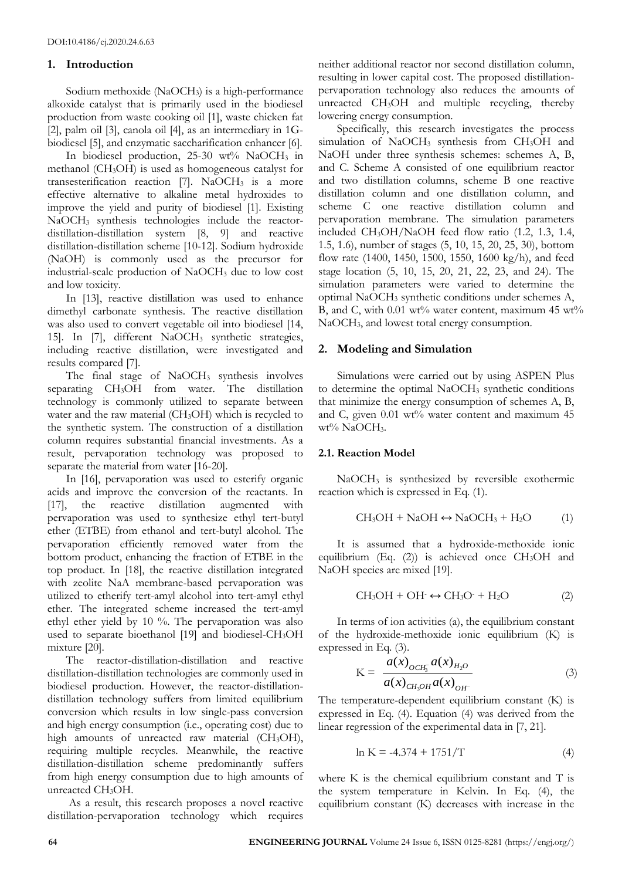## 1. Introduction

Sodium methoxide ($NaOCH_3$) is a high-performance alkoxide catalyst that is primarily used in the biodiesel production from waste cooking oil [1], waste chicken fat [2], palm oil [3], canola oil [4], as an intermediary in 1G-biodiesel [5], and enzymatic saccharification enhancer [6].

In biodiesel production, 25-30 wt% $NaOCH_3$ in methanol ($CH_3OH$) is used as homogeneous catalyst for transesterification reaction [7]. $NaOCH_3$ is a more effective alternative to alkaline metal hydroxides to improve the yield and purity of biodiesel [1]. Existing $NaOCH_3$ synthesis technologies include the reactor-distillation-distillation system [8, 9] and reactive distillation-distillation scheme [10-12]. Sodium hydroxide ($NaOH$) is commonly used as the precursor for industrial-scale production of $NaOCH_3$ due to low cost and low toxicity.

In [13], reactive distillation was used to enhance dimethyl carbonate synthesis. The reactive distillation was also used to convert vegetable oil into biodiesel [14, 15]. In [7], different $NaOCH_3$ synthetic strategies, including reactive distillation, were investigated and results compared [7].

The final stage of $NaOCH_3$ synthesis involves separating $CH_3OH$ from water. The distillation technology is commonly utilized to separate between water and the raw material ($CH_3OH$) which is recycled to the synthetic system. The construction of a distillation column requires substantial financial investments. As a result, pervaporation technology was proposed to separate the material from water [16-20].

In [16], pervaporation was used to esterify organic acids and improve the conversion of the reactants. In [17], the reactive distillation augmented with pervaporation was used to synthesize ethyl tert-butyl ether (ETBE) from ethanol and tert-butyl alcohol. The pervaporation efficiently removed water from the bottom product, enhancing the fraction of ETBE in the top product. In [18], the reactive distillation integrated with zeolite NaA membrane-based pervaporation was utilized to etherify tert-amyl alcohol into tert-amyl ethyl ether. The integrated scheme increased the tert-amyl ethyl ether yield by 10 %. The pervaporation was also used to separate bioethanol [19] and biodiesel-$CH_3OH$ mixture [20].

The reactor-distillation-distillation and reactive distillation-distillation technologies are commonly used in biodiesel production. However, the reactor-distillation-distillation technology suffers from limited equilibrium conversion which results in low single-pass conversion and high energy consumption (i.e., operating cost) due to high amounts of unreacted raw material ($CH_3OH$), requiring multiple recycles. Meanwhile, the reactive distillation-distillation scheme predominantly suffers from high energy consumption due to high amounts of unreacted $CH_3OH$.

As a result, this research proposes a novel reactive distillation-pervaporation technology which requires neither additional reactor nor second distillation column, resulting in lower capital cost. The proposed distillation-pervaporation technology also reduces the amounts of unreacted $CH_3OH$ and multiple recycling, thereby lowering energy consumption.

Specifically, this research investigates the process simulation of $NaOCH_3$ synthesis from $CH_3OH$ and $NaOH$ under three synthesis schemes: schemes A, B, and C. Scheme A consisted of one equilibrium reactor and two distillation columns, scheme B one reactive distillation column and one distillation column, and scheme C one reactive distillation column and pervaporation membrane. The simulation parameters included $CH_3OH/NaOH$ feed flow ratio (1.2, 1.3, 1.4, 1.5, 1.6), number of stages (5, 10, 15, 20, 25, 30), bottom flow rate (1400, 1450, 1500, 1550, 1600 kg/h), and feed stage location (5, 10, 15, 20, 21, 22, 23, and 24). The simulation parameters were varied to determine the optimal $NaOCH_3$ synthetic conditions under schemes A, B, and C, with 0.01 wt% water content, maximum 45 wt% $NaOCH_3$, and lowest total energy consumption.

## 2. Modeling and Simulation

Simulations were carried out by using ASPEN Plus to determine the optimal $NaOCH_3$ synthetic conditions that minimize the energy consumption of schemes A, B, and C, given 0.01 wt% water content and maximum 45 wt% $NaOCH_3$.

### 2.1. Reaction Model

$NaOCH_3$ is synthesized by reversible exothermic reaction which is expressed in Eq. (1).

$$CH_3OH + NaOH \leftrightarrow NaOCH_3 + H_2O \qquad (1)$$

It is assumed that a hydroxide-methoxide ionic equilibrium (Eq. (2)) is achieved once $CH_3OH$ and $NaOH$ species are mixed [19].

$$CH_3OH + OH^- \leftrightarrow CH_3O^- + H_2O \qquad (2)$$

In terms of ion activities (a), the equilibrium constant of the hydroxide-methoxide ionic equilibrium (K) is expressed in Eq. (3).

$$K = \frac{a(x)_{OCH_3^-}\, a(x)_{H_2O}}{a(x)_{CH_3OH}\, a(x)_{OH^-}} \qquad (3)$$

The temperature-dependent equilibrium constant (K) is expressed in Eq. (4). Equation (4) was derived from the linear regression of the experimental data in [7, 21].

$$\ln K = -4.374 + 1751/T \qquad (4)$$

where K is the chemical equilibrium constant and T is the system temperature in Kelvin. In Eq. (4), the equilibrium constant (K) decreases with increase in the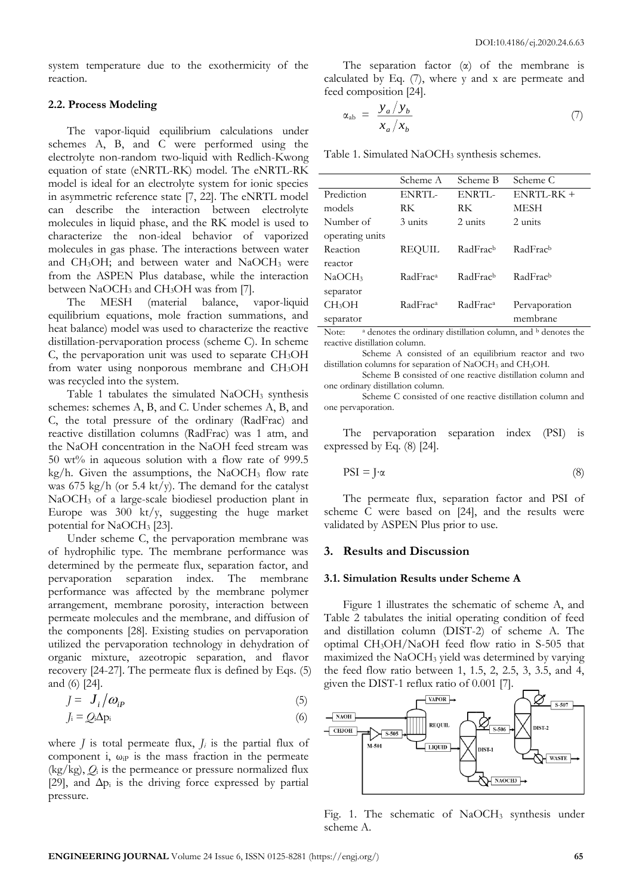system temperature due to the exothermicity of the reaction.

### 2.2. Process Modeling

The vapor-liquid equilibrium calculations under schemes A, B, and C were performed using the electrolyte non-random two-liquid with Redlich-Kwong equation of state (eNRTL-RK) model. The eNRTL-RK model is ideal for an electrolyte system for ionic species in asymmetric reference state [7, 22]. The eNRTL model can describe the interaction between electrolyte molecules in liquid phase, and the RK model is used to characterize the non-ideal behavior of vaporized molecules in gas phase. The interactions between water and $CH_3OH$; and between water and $NaOCH_3$ were from the ASPEN Plus database, while the interaction between $NaOCH_3$ and $CH_3OH$ was from [7].

The MESH (material balance, vapor-liquid equilibrium equations, mole fraction summations, and heat balance) model was used to characterize the reactive distillation-pervaporation process (scheme C). In scheme C, the pervaporation unit was used to separate $CH_3OH$ from water using nonporous membrane and $CH_3OH$ was recycled into the system.

Table 1 tabulates the simulated $NaOCH_3$ synthesis schemes: schemes A, B, and C. Under schemes A, B, and C, the total pressure of the ordinary (RadFrac) and reactive distillation columns (RadFrac) was 1 atm, and the NaOH concentration in the NaOH feed stream was 50 wt% in aqueous solution with a flow rate of 999.5 kg/h. Given the assumptions, the $NaOCH_3$ flow rate was 675 kg/h (or 5.4 kt/y). The demand for the catalyst $NaOCH_3$ of a large-scale biodiesel production plant in Europe was 300 kt/y, suggesting the huge market potential for $NaOCH_3$ [23].

Under scheme C, the pervaporation membrane was of hydrophilic type. The membrane performance was determined by the permeate flux, separation factor, and pervaporation separation index. The membrane performance was affected by the membrane polymer arrangement, membrane porosity, interaction between permeate molecules and the membrane, and diffusion of the components [28]. Existing studies on pervaporation utilized the pervaporation technology in dehydration of organic mixture, azeotropic separation, and flavor recovery [24-27]. The permeate flux is defined by Eqs. (5) and (6) [24].

$$J = J_i / \omega_{iP} \tag{5}$$

$$J_i = Q_i \Delta p_i \tag{6}$$

where $J$ is total permeate flux, $J_i$ is the partial flux of component i, $\omega_{iP}$ is the mass fraction in the permeate (kg/kg), $Q_i$ is the permeance or pressure normalized flux [29], and $\Delta p_i$ is the driving force expressed by partial pressure.

The separation factor ($\alpha$) of the membrane is calculated by Eq. (7), where y and x are permeate and feed composition [24].

$$\alpha_{ab} = \frac{y_a / y_b}{x_a / x_b} \tag{7}$$

Table 1. Simulated $NaOCH_3$ synthesis schemes.

| | Scheme A | Scheme B | Scheme C |
|---|---|---|---|
| Prediction models | ENRTL-RK | ENRTL-RK | ENRTL-RK + MESH |
| Number of operating units | 3 units | 2 units | 2 units |
| Reaction reactor | REQUIL | RadFrac[b] | RadFrac[b] |
| $NaOCH_3$ separator | RadFrac[a] | RadFrac[b] | RadFrac[b] |
| $CH_3OH$ separator | RadFrac[a] | RadFrac[a] | Pervaporation membrane |

Note: [a] denotes the ordinary distillation column, and [b] denotes the reactive distillation column.

Scheme A consisted of an equilibrium reactor and two distillation columns for separation of $NaOCH_3$ and $CH_3OH$.

Scheme B consisted of one reactive distillation column and one ordinary distillation column.

Scheme C consisted of one reactive distillation column and one pervaporation.

The pervaporation separation index (PSI) is expressed by Eq. (8) [24].

$$PSI = J \cdot \alpha \tag{8}$$

The permeate flux, separation factor and PSI of scheme C were based on [24], and the results were validated by ASPEN Plus prior to use.

## 3. Results and Discussion

### 3.1. Simulation Results under Scheme A

Figure 1 illustrates the schematic of scheme A, and Table 2 tabulates the initial operating condition of feed and distillation column (DIST-2) of scheme A. The optimal $CH_3OH$/NaOH feed flow ratio in S-505 that maximized the $NaOCH_3$ yield was determined by varying the feed flow ratio between 1, 1.5, 2, 2.5, 3, 3.5, and 4, given the DIST-1 reflux ratio of 0.001 [7].

Fig. 1. The schematic of $NaOCH_3$ synthesis under scheme A.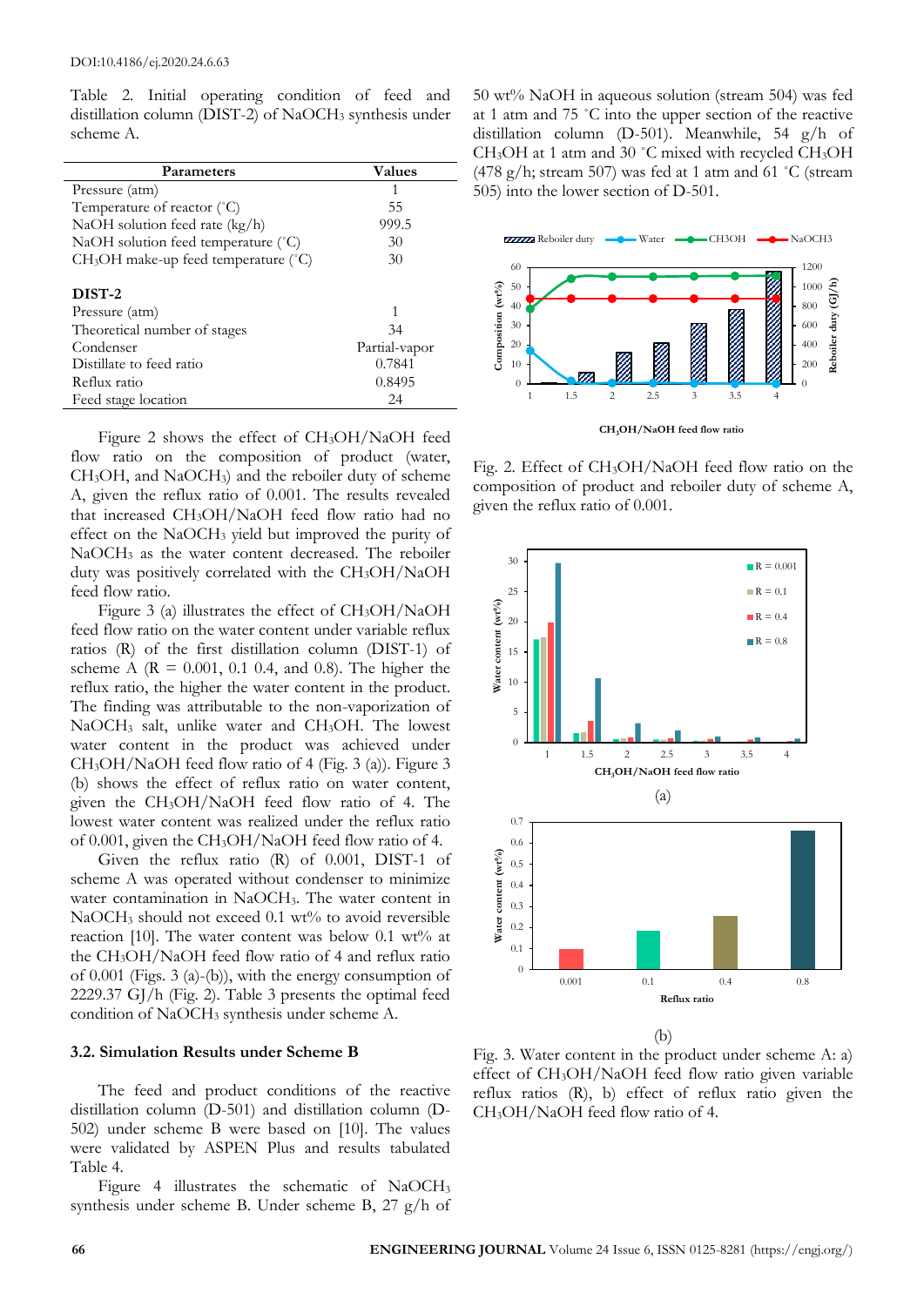Table 2. Initial operating condition of feed and distillation column (DIST-2) of $NaOCH_3$ synthesis under scheme A.

| Parameters | Values |
|---|---|
| Pressure (atm) | 1 |
| Temperature of reactor (˚C) | 55 |
| NaOH solution feed rate (kg/h) | 999.5 |
| NaOH solution feed temperature (˚C) | 30 |
| $CH_3OH$ make-up feed temperature (˚C) | 30 |
| **DIST-2** | |
| Pressure (atm) | 1 |
| Theoretical number of stages | 34 |
| Condenser | Partial-vapor |
| Distillate to feed ratio | 0.7841 |
| Reflux ratio | 0.8495 |
| Feed stage location | 24 |

Figure 2 shows the effect of $CH_3OH$/NaOH feed flow ratio on the composition of product (water, $CH_3OH$, and $NaOCH_3$) and the reboiler duty of scheme A, given the reflux ratio of 0.001. The results revealed that increased $CH_3OH$/NaOH feed flow ratio had no effect on the $NaOCH_3$ yield but improved the purity of $NaOCH_3$ as the water content decreased. The reboiler duty was positively correlated with the $CH_3OH$/NaOH feed flow ratio.

Figure 3 (a) illustrates the effect of $CH_3OH$/NaOH feed flow ratio on the water content under variable reflux ratios (R) of the first distillation column (DIST-1) of scheme A (R = 0.001, 0.1 0.4, and 0.8). The higher the reflux ratio, the higher the water content in the product. The finding was attributable to the non-vaporization of $NaOCH_3$ salt, unlike water and $CH_3OH$. The lowest water content in the product was achieved under $CH_3OH$/NaOH feed flow ratio of 4 (Fig. 3 (a)). Figure 3 (b) shows the effect of reflux ratio on water content, given the $CH_3OH$/NaOH feed flow ratio of 4. The lowest water content was realized under the reflux ratio of 0.001, given the $CH_3OH$/NaOH feed flow ratio of 4.

Given the reflux ratio (R) of 0.001, DIST-1 of scheme A was operated without condenser to minimize water contamination in $NaOCH_3$. The water content in $NaOCH_3$ should not exceed 0.1 wt% to avoid reversible reaction [10]. The water content was below 0.1 wt% at the $CH_3OH$/NaOH feed flow ratio of 4 and reflux ratio of 0.001 (Figs. 3 (a)-(b)), with the energy consumption of 2229.37 GJ/h (Fig. 2). Table 3 presents the optimal feed condition of $NaOCH_3$ synthesis under scheme A.

### 3.2. Simulation Results under Scheme B

The feed and product conditions of the reactive distillation column (D-501) and distillation column (D-502) under scheme B were based on [10]. The values were validated by ASPEN Plus and results tabulated Table 4.

Figure 4 illustrates the schematic of $NaOCH_3$ synthesis under scheme B. Under scheme B, 27 g/h of 50 wt% NaOH in aqueous solution (stream 504) was fed at 1 atm and 75 ˚C into the upper section of the reactive distillation column (D-501). Meanwhile, 54 g/h of $CH_3OH$ at 1 atm and 30 ˚C mixed with recycled $CH_3OH$ (478 g/h; stream 507) was fed at 1 atm and 61 ˚C (stream 505) into the lower section of D-501.

Fig. 2. Effect of $CH_3OH$/NaOH feed flow ratio on the composition of product and reboiler duty of scheme A, given the reflux ratio of 0.001.

Fig. 3. Water content in the product under scheme A: a) effect of $CH_3OH$/NaOH feed flow ratio given variable reflux ratios (R), b) effect of reflux ratio given the $CH_3OH$/NaOH feed flow ratio of 4.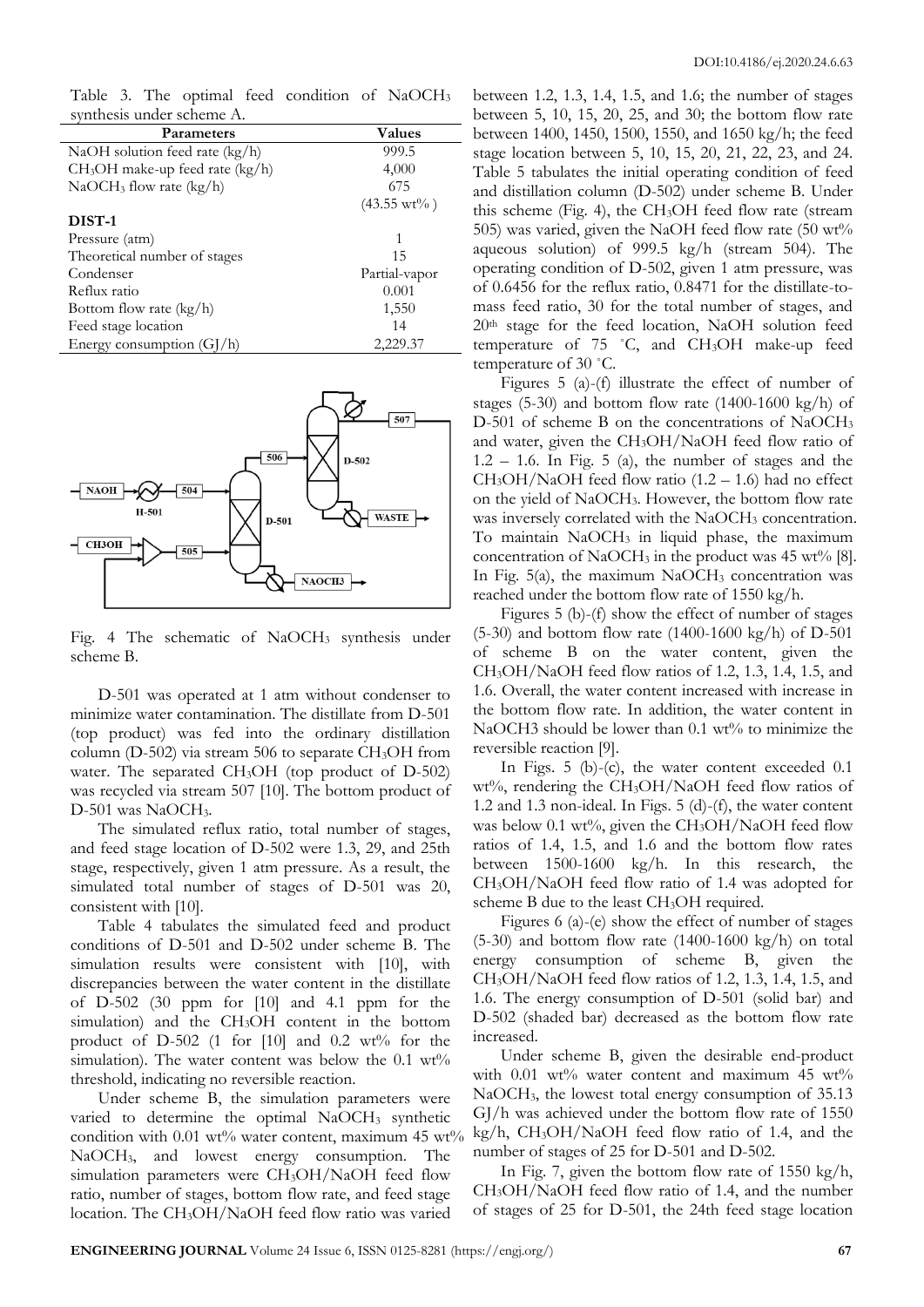Table 3. The optimal feed condition of $NaOCH_3$ synthesis under scheme A.

| Parameters | Values |
|---|---|
| NaOH solution feed rate (kg/h) | 999.5 |
| $CH_3OH$ make-up feed rate (kg/h) | 4,000 |
| $NaOCH_3$ flow rate (kg/h) | 675 (43.55 wt% ) |
| **DIST-1** | |
| Pressure (atm) | 1 |
| Theoretical number of stages | 15 |
| Condenser | Partial-vapor |
| Reflux ratio | 0.001 |
| Bottom flow rate (kg/h) | 1,550 |
| Feed stage location | 14 |
| Energy consumption (GJ/h) | 2,229.37 |

Fig. 4 The schematic of $NaOCH_3$ synthesis under scheme B.

D-501 was operated at 1 atm without condenser to minimize water contamination. The distillate from D-501 (top product) was fed into the ordinary distillation column (D-502) via stream 506 to separate $CH_3OH$ from water. The separated $CH_3OH$ (top product of D-502) was recycled via stream 507 [10]. The bottom product of D-501 was $NaOCH_3$.

The simulated reflux ratio, total number of stages, and feed stage location of D-502 were 1.3, 29, and 25th stage, respectively, given 1 atm pressure. As a result, the simulated total number of stages of D-501 was 20, consistent with [10].

Table 4 tabulates the simulated feed and product conditions of D-501 and D-502 under scheme B. The simulation results were consistent with [10], with discrepancies between the water content in the distillate of D-502 (30 ppm for [10] and 4.1 ppm for the simulation) and the $CH_3OH$ content in the bottom product of D-502 (1 for [10] and 0.2 wt% for the simulation). The water content was below the 0.1 wt% threshold, indicating no reversible reaction.

Under scheme B, the simulation parameters were varied to determine the optimal $NaOCH_3$ synthetic condition with 0.01 wt% water content, maximum 45 wt% $NaOCH_3$, and lowest energy consumption. The simulation parameters were $CH_3OH$/NaOH feed flow ratio, number of stages, bottom flow rate, and feed stage location. The $CH_3OH$/NaOH feed flow ratio was varied between 1.2, 1.3, 1.4, 1.5, and 1.6; the number of stages between 5, 10, 15, 20, 25, and 30; the bottom flow rate between 1400, 1450, 1500, 1550, and 1650 kg/h; the feed stage location between 5, 10, 15, 20, 21, 22, 23, and 24. Table 5 tabulates the initial operating condition of feed and distillation column (D-502) under scheme B. Under this scheme (Fig. 4), the $CH_3OH$ feed flow rate (stream 505) was varied, given the NaOH feed flow rate (50 wt% aqueous solution) of 999.5 kg/h (stream 504). The operating condition of D-502, given 1 atm pressure, was of 0.6456 for the reflux ratio, 0.8471 for the distillate-to-mass feed ratio, 30 for the total number of stages, and 20th stage for the feed location, NaOH solution feed temperature of 75 °C, and $CH_3OH$ make-up feed temperature of 30 °C.

Figures 5 (a)-(f) illustrate the effect of number of stages (5-30) and bottom flow rate (1400-1600 kg/h) of D-501 of scheme B on the concentrations of $NaOCH_3$ and water, given the $CH_3OH$/NaOH feed flow ratio of 1.2 – 1.6. In Fig. 5 (a), the number of stages and the $CH_3OH$/NaOH feed flow ratio (1.2 – 1.6) had no effect on the yield of $NaOCH_3$. However, the bottom flow rate was inversely correlated with the $NaOCH_3$ concentration. To maintain $NaOCH_3$ in liquid phase, the maximum concentration of $NaOCH_3$ in the product was 45 wt% [8]. In Fig. 5(a), the maximum $NaOCH_3$ concentration was reached under the bottom flow rate of 1550 kg/h.

Figures 5 (b)-(f) show the effect of number of stages (5-30) and bottom flow rate (1400-1600 kg/h) of D-501 of scheme B on the water content, given the $CH_3OH$/NaOH feed flow ratios of 1.2, 1.3, 1.4, 1.5, and 1.6. Overall, the water content increased with increase in the bottom flow rate. In addition, the water content in NaOCH3 should be lower than 0.1 wt% to minimize the reversible reaction [9].

In Figs. 5 (b)-(c), the water content exceeded 0.1 wt%, rendering the $CH_3OH$/NaOH feed flow ratios of 1.2 and 1.3 non-ideal. In Figs. 5 (d)-(f), the water content was below 0.1 wt%, given the $CH_3OH$/NaOH feed flow ratios of 1.4, 1.5, and 1.6 and the bottom flow rates between 1500-1600 kg/h. In this research, the $CH_3OH$/NaOH feed flow ratio of 1.4 was adopted for scheme B due to the least $CH_3OH$ required.

Figures 6 (a)-(e) show the effect of number of stages (5-30) and bottom flow rate (1400-1600 kg/h) on total energy consumption of scheme B, given the $CH_3OH$/NaOH feed flow ratios of 1.2, 1.3, 1.4, 1.5, and 1.6. The energy consumption of D-501 (solid bar) and D-502 (shaded bar) decreased as the bottom flow rate increased.

Under scheme B, given the desirable end-product with 0.01 wt% water content and maximum 45 wt% $NaOCH_3$, the lowest total energy consumption of 35.13 GJ/h was achieved under the bottom flow rate of 1550 kg/h, $CH_3OH$/NaOH feed flow ratio of 1.4, and the number of stages of 25 for D-501 and D-502.

In Fig. 7, given the bottom flow rate of 1550 kg/h, $CH_3OH$/NaOH feed flow ratio of 1.4, and the number of stages of 25 for D-501, the 24th feed stage location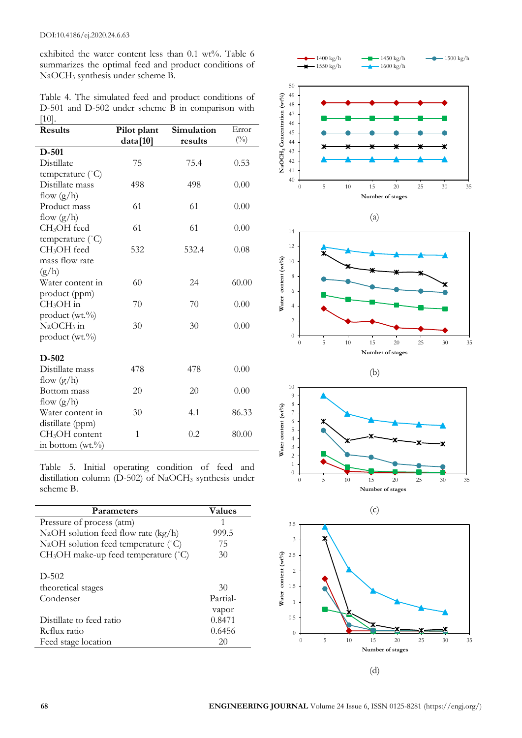exhibited the water content less than 0.1 wt%. Table 6 summarizes the optimal feed and product conditions of $NaOCH_3$ synthesis under scheme B.

Table 4. The simulated feed and product conditions of D-501 and D-502 under scheme B in comparison with [10].

| Results | Pilot plant data[10] | Simulation results | Error (%) |
|---|---|---|---|
| **D-501** | | | |
| Distillate temperature (°C) | 75 | 75.4 | 0.53 |
| Distillate mass flow (g/h) | 498 | 498 | 0.00 |
| Product mass flow (g/h) | 61 | 61 | 0.00 |
| $CH_3OH$ feed temperature (°C) | 61 | 61 | 0.00 |
| $CH_3OH$ feed mass flow rate (g/h) | 532 | 532.4 | 0.08 |
| Water content in product (ppm) | 60 | 24 | 60.00 |
| $CH_3OH$ in product (wt.%) | 70 | 70 | 0.00 |
| $NaOCH_3$ in product (wt.%) | 30 | 30 | 0.00 |
| **D-502** | | | |
| Distillate mass flow (g/h) | 478 | 478 | 0.00 |
| Bottom mass flow (g/h) | 20 | 20 | 0.00 |
| Water content in distillate (ppm) | 30 | 4.1 | 86.33 |
| $CH_3OH$ content in bottom (wt.%) | 1 | 0.2 | 80.00 |

Table 5. Initial operating condition of feed and distillation column (D-502) of $NaOCH_3$ synthesis under scheme B.

| Parameters | Values |
|---|---|
| Pressure of process (atm) | 1 |
| NaOH solution feed flow rate (kg/h) | 999.5 |
| NaOH solution feed temperature (°C) | 75 |
| $CH_3OH$ make-up feed temperature (°C) | 30 |
| D-502 | |
| theoretical stages | 30 |
| Condenser | Partial-vapor |
| Distillate to feed ratio | 0.8471 |
| Reflux ratio | 0.6456 |
| Feed stage location | 20 |

(a)

(b)

(c)

(d)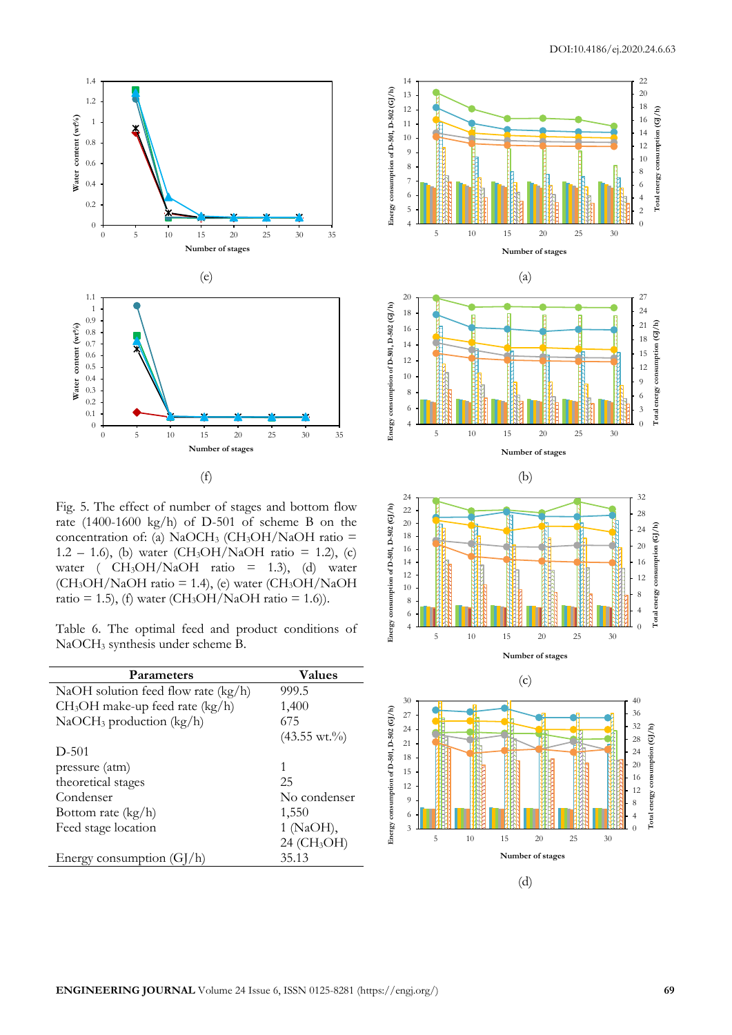Fig. 5. The effect of number of stages and bottom flow rate (1400-1600 kg/h) of D-501 of scheme B on the concentration of: (a) $NaOCH_3$ ($CH_3OH$/NaOH ratio = 1.2 – 1.6), (b) water ($CH_3OH$/NaOH ratio = 1.2), (c) water ( $CH_3OH$/NaOH ratio = 1.3), (d) water ($CH_3OH$/NaOH ratio = 1.4), (e) water ($CH_3OH$/NaOH ratio = 1.5), (f) water ($CH_3OH$/NaOH ratio = 1.6)).

Table 6. The optimal feed and product conditions of $NaOCH_3$ synthesis under scheme B.

| Parameters | Values |
|---|---|
| NaOH solution feed flow rate (kg/h) | 999.5 |
| $CH_3OH$ make-up feed rate (kg/h) | 1,400 |
| $NaOCH_3$ production (kg/h) | 675 (43.55 wt.%) |
| D-501 | |
| pressure (atm) | 1 |
| theoretical stages | 25 |
| Condenser | No condenser |
| Bottom rate (kg/h) | 1,550 |
| Feed stage location | 1 (NaOH), 24 ($CH_3OH$) |
| Energy consumption (GJ/h) | 35.13 |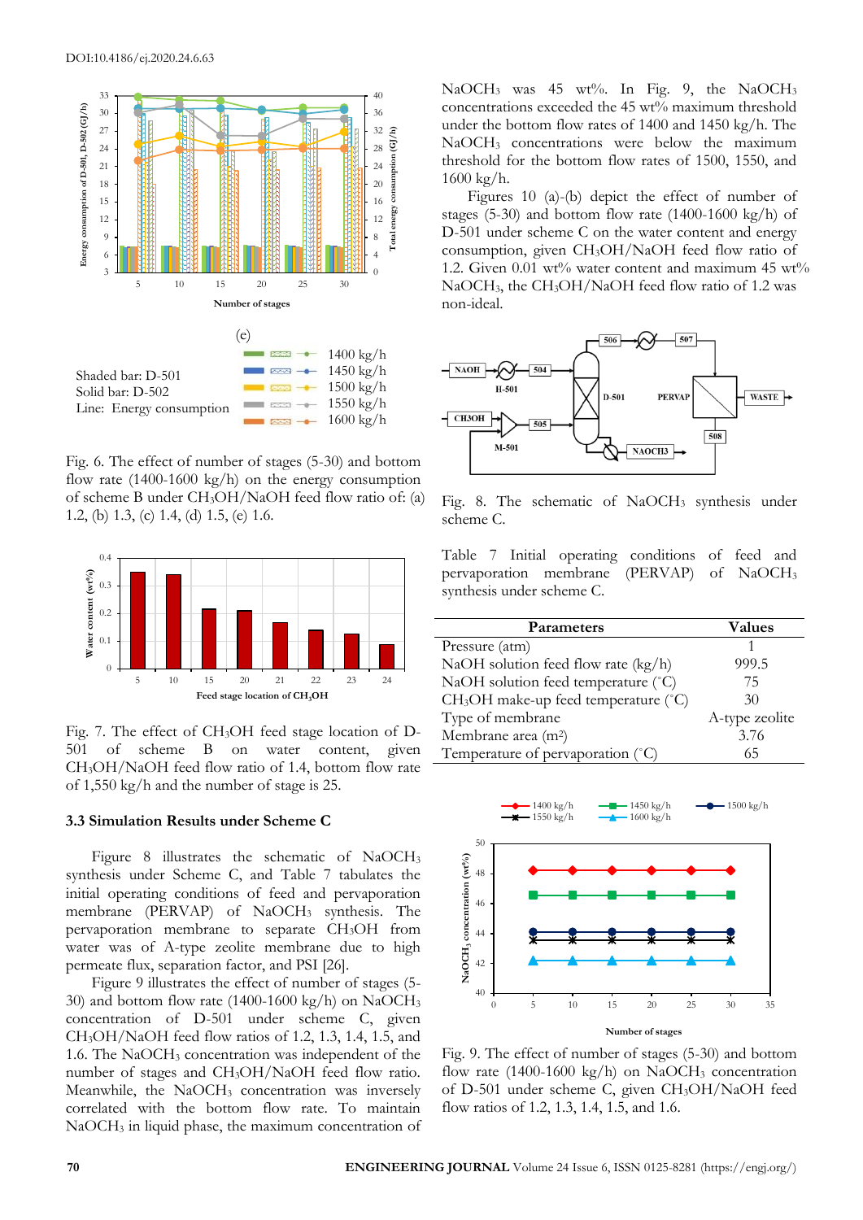Fig. 6. The effect of number of stages (5-30) and bottom flow rate (1400-1600 kg/h) on the energy consumption of scheme B under $CH_3OH$/NaOH feed flow ratio of: (a) 1.2, (b) 1.3, (c) 1.4, (d) 1.5, (e) 1.6.

Fig. 7. The effect of $CH_3OH$ feed stage location of D-501 of scheme B on water content, given $CH_3OH$/NaOH feed flow ratio of 1.4, bottom flow rate of 1,550 kg/h and the number of stage is 25.

### 3.3 Simulation Results under Scheme C

Figure 8 illustrates the schematic of $NaOCH_3$ synthesis under Scheme C, and Table 7 tabulates the initial operating conditions of feed and pervaporation membrane (PERVAP) of $NaOCH_3$ synthesis. The pervaporation membrane to separate $CH_3OH$ from water was of A-type zeolite membrane due to high permeate flux, separation factor, and PSI [26].

Figure 9 illustrates the effect of number of stages (5-30) and bottom flow rate (1400-1600 kg/h) on $NaOCH_3$ concentration of D-501 under scheme C, given $CH_3OH$/NaOH feed flow ratios of 1.2, 1.3, 1.4, 1.5, and 1.6. The $NaOCH_3$ concentration was independent of the number of stages and $CH_3OH$/NaOH feed flow ratio. Meanwhile, the $NaOCH_3$ concentration was inversely correlated with the bottom flow rate. To maintain $NaOCH_3$ in liquid phase, the maximum concentration of $NaOCH_3$ was 45 wt%. In Fig. 9, the $NaOCH_3$ concentrations exceeded the 45 wt% maximum threshold under the bottom flow rates of 1400 and 1450 kg/h. The $NaOCH_3$ concentrations were below the maximum threshold for the bottom flow rates of 1500, 1550, and 1600 kg/h.

Figures 10 (a)-(b) depict the effect of number of stages (5-30) and bottom flow rate (1400-1600 kg/h) of D-501 under scheme C on the water content and energy consumption, given $CH_3OH$/NaOH feed flow ratio of 1.2. Given 0.01 wt% water content and maximum 45 wt% $NaOCH_3$, the $CH_3OH$/NaOH feed flow ratio of 1.2 was non-ideal.

Fig. 8. The schematic of $NaOCH_3$ synthesis under scheme C.

Table 7 Initial operating conditions of feed and pervaporation membrane (PERVAP) of $NaOCH_3$ synthesis under scheme C.

| Parameters | Values |
|---|---|
| Pressure (atm) | 1 |
| NaOH solution feed flow rate (kg/h) | 999.5 |
| NaOH solution feed temperature (°C) | 75 |
| $CH_3OH$ make-up feed temperature (°C) | 30 |
| Type of membrane | A-type zeolite |
| Membrane area (m²) | 3.76 |
| Temperature of pervaporation (°C) | 65 |

Fig. 9. The effect of number of stages (5-30) and bottom flow rate (1400-1600 kg/h) on $NaOCH_3$ concentration of D-501 under scheme C, given $CH_3OH$/NaOH feed flow ratios of 1.2, 1.3, 1.4, 1.5, and 1.6.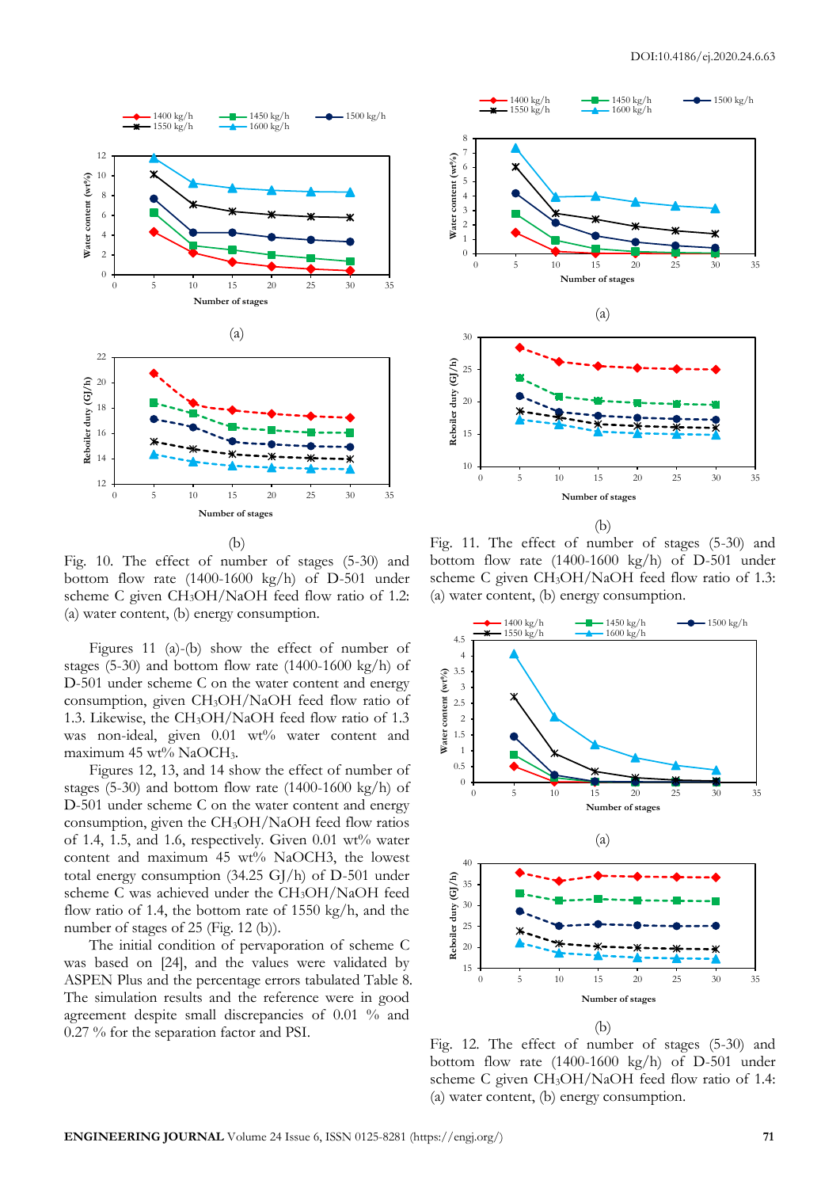Fig. 10. The effect of number of stages (5-30) and bottom flow rate (1400-1600 kg/h) of D-501 under scheme C given $CH_3OH$/NaOH feed flow ratio of 1.2: (a) water content, (b) energy consumption.

Figures 11 (a)-(b) show the effect of number of stages (5-30) and bottom flow rate (1400-1600 kg/h) of D-501 under scheme C on the water content and energy consumption, given $CH_3OH$/NaOH feed flow ratio of 1.3. Likewise, the $CH_3OH$/NaOH feed flow ratio of 1.3 was non-ideal, given 0.01 wt% water content and maximum 45 wt% $NaOCH_3$.

Figures 12, 13, and 14 show the effect of number of stages (5-30) and bottom flow rate (1400-1600 kg/h) of D-501 under scheme C on the water content and energy consumption, given the $CH_3OH$/NaOH feed flow ratios of 1.4, 1.5, and 1.6, respectively. Given 0.01 wt% water content and maximum 45 wt% $NaOCH_3$, the lowest total energy consumption (34.25 GJ/h) of D-501 under scheme C was achieved under the $CH_3OH$/NaOH feed flow ratio of 1.4, the bottom rate of 1550 kg/h, and the number of stages of 25 (Fig. 12 (b)).

The initial condition of pervaporation of scheme C was based on [24], and the values were validated by ASPEN Plus and the percentage errors tabulated Table 8. The simulation results and the reference were in good agreement despite small discrepancies of 0.01 % and 0.27 % for the separation factor and PSI.

Fig. 11. The effect of number of stages (5-30) and bottom flow rate (1400-1600 kg/h) of D-501 under scheme C given $CH_3OH$/NaOH feed flow ratio of 1.3: (a) water content, (b) energy consumption.

Fig. 12. The effect of number of stages (5-30) and bottom flow rate (1400-1600 kg/h) of D-501 under scheme C given $CH_3OH$/NaOH feed flow ratio of 1.4: (a) water content, (b) energy consumption.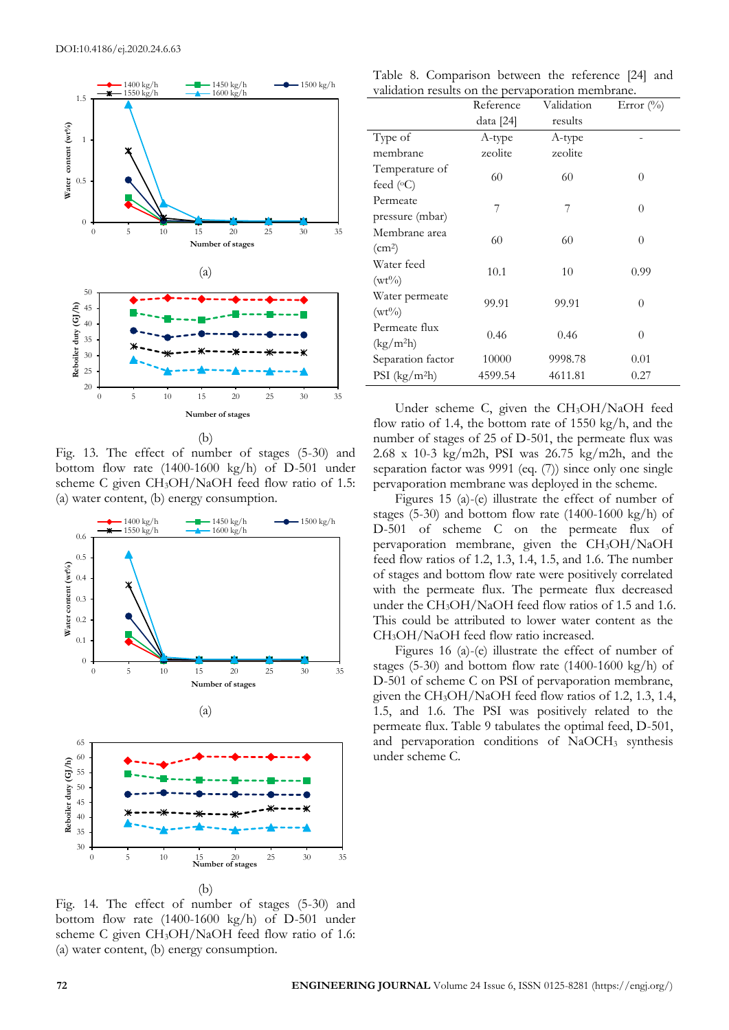Fig. 13. The effect of number of stages (5-30) and bottom flow rate (1400-1600 kg/h) of D-501 under scheme C given $CH_3OH$/NaOH feed flow ratio of 1.5: (a) water content, (b) energy consumption.

Fig. 14. The effect of number of stages (5-30) and bottom flow rate (1400-1600 kg/h) of D-501 under scheme C given $CH_3OH$/NaOH feed flow ratio of 1.6: (a) water content, (b) energy consumption.

Table 8. Comparison between the reference [24] and validation results on the pervaporation membrane.

| | Reference data [24] | Validation results | Error (%) |
|---|---|---|---|
| Type of membrane | A-type zeolite | A-type zeolite | - |
| Temperature of feed (°C) | 60 | 60 | 0 |
| Permeate pressure (mbar) | 7 | 7 | 0 |
| Membrane area ($cm^2$) | 60 | 60 | 0 |
| Water feed (wt%) | 10.1 | 10 | 0.99 |
| Water permeate (wt%) | 99.91 | 99.91 | 0 |
| Permeate flux ($kg/m^2h$) | 0.46 | 0.46 | 0 |
| Separation factor | 10000 | 9998.78 | 0.01 |
| PSI ($kg/m^2h$) | 4599.54 | 4611.81 | 0.27 |

Under scheme C, given the $CH_3OH$/NaOH feed flow ratio of 1.4, the bottom rate of 1550 kg/h, and the number of stages of 25 of D-501, the permeate flux was 2.68 x 10-3 kg/m2h, PSI was 26.75 kg/m2h, and the separation factor was 9991 (eq. (7)) since only one single pervaporation membrane was deployed in the scheme.

Figures 15 (a)-(e) illustrate the effect of number of stages (5-30) and bottom flow rate (1400-1600 kg/h) of D-501 of scheme C on the permeate flux of pervaporation membrane, given the $CH_3OH$/NaOH feed flow ratios of 1.2, 1.3, 1.4, 1.5, and 1.6. The number of stages and bottom flow rate were positively correlated with the permeate flux. The permeate flux decreased under the $CH_3OH$/NaOH feed flow ratios of 1.5 and 1.6. This could be attributed to lower water content as the $CH_3OH$/NaOH feed flow ratio increased.

Figures 16 (a)-(e) illustrate the effect of number of stages (5-30) and bottom flow rate (1400-1600 kg/h) of D-501 of scheme C on PSI of pervaporation membrane, given the $CH_3OH$/NaOH feed flow ratios of 1.2, 1.3, 1.4, 1.5, and 1.6. The PSI was positively related to the permeate flux. Table 9 tabulates the optimal feed, D-501, and pervaporation conditions of $NaOCH_3$ synthesis under scheme C.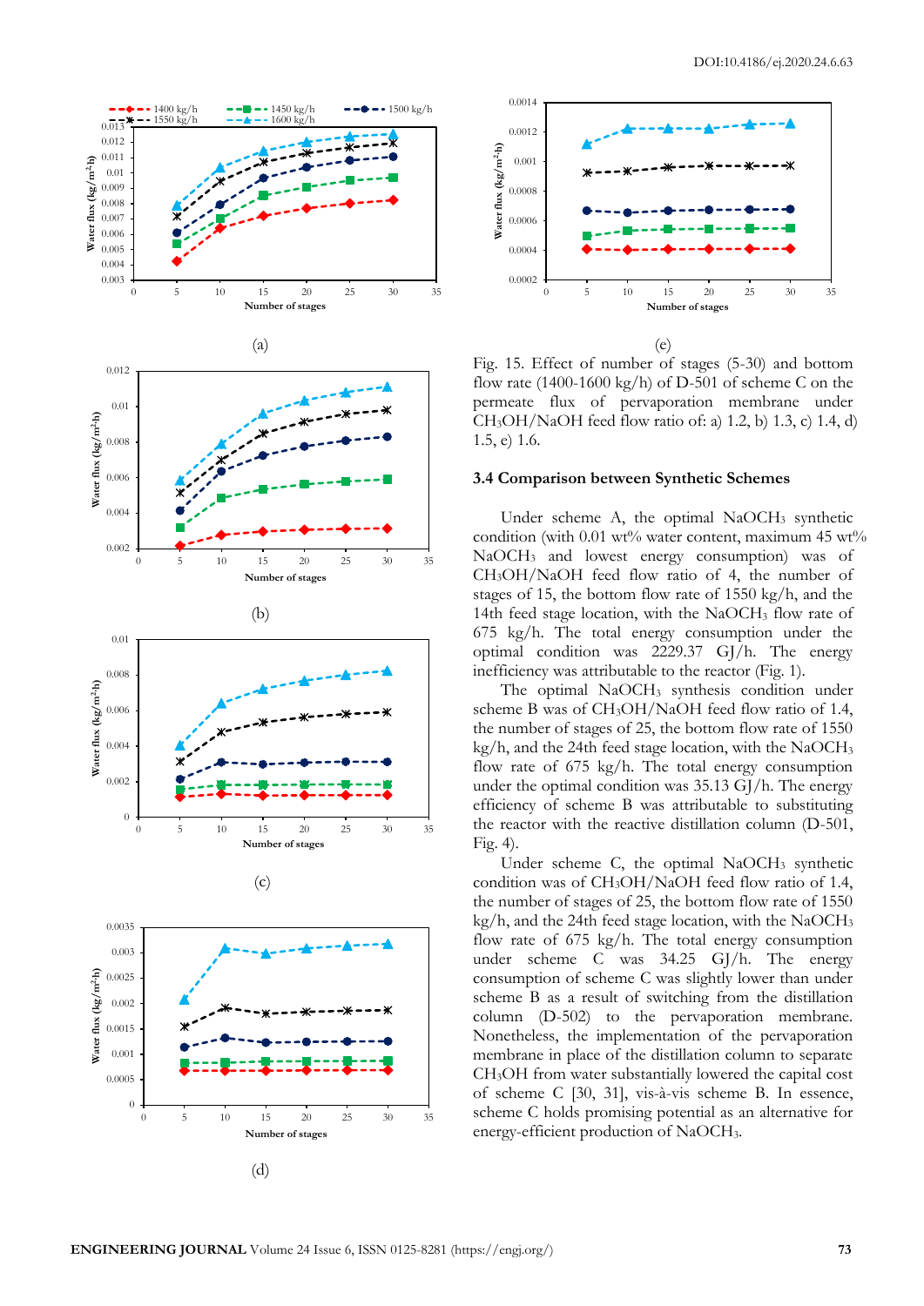(a)

(b)

(c)

(d)

(e)

Fig. 15. Effect of number of stages (5-30) and bottom flow rate (1400-1600 kg/h) of D-501 of scheme C on the permeate flux of pervaporation membrane under $CH_3OH$/NaOH feed flow ratio of: a) 1.2, b) 1.3, c) 1.4, d) 1.5, e) 1.6.

### 3.4 Comparison between Synthetic Schemes

Under scheme A, the optimal $NaOCH_3$ synthetic condition (with 0.01 wt% water content, maximum 45 wt% $NaOCH_3$ and lowest energy consumption) was of $CH_3OH$/NaOH feed flow ratio of 4, the number of stages of 15, the bottom flow rate of 1550 kg/h, and the 14th feed stage location, with the $NaOCH_3$ flow rate of 675 kg/h. The total energy consumption under the optimal condition was 2229.37 GJ/h. The energy inefficiency was attributable to the reactor (Fig. 1).

The optimal $NaOCH_3$ synthesis condition under scheme B was of $CH_3OH$/NaOH feed flow ratio of 1.4, the number of stages of 25, the bottom flow rate of 1550 kg/h, and the 24th feed stage location, with the $NaOCH_3$ flow rate of 675 kg/h. The total energy consumption under the optimal condition was 35.13 GJ/h. The energy efficiency of scheme B was attributable to substituting the reactor with the reactive distillation column (D-501, Fig. 4).

Under scheme C, the optimal $NaOCH_3$ synthetic condition was of $CH_3OH$/NaOH feed flow ratio of 1.4, the number of stages of 25, the bottom flow rate of 1550 kg/h, and the 24th feed stage location, with the $NaOCH_3$ flow rate of 675 kg/h. The total energy consumption under scheme C was 34.25 GJ/h. The energy consumption of scheme C was slightly lower than under scheme B as a result of switching from the distillation column (D-502) to the pervaporation membrane. Nonetheless, the implementation of the pervaporation membrane in place of the distillation column to separate $CH_3OH$ from water substantially lowered the capital cost of scheme C [30, 31], vis-à-vis scheme B. In essence, scheme C holds promising potential as an alternative for energy-efficient production of $NaOCH_3$.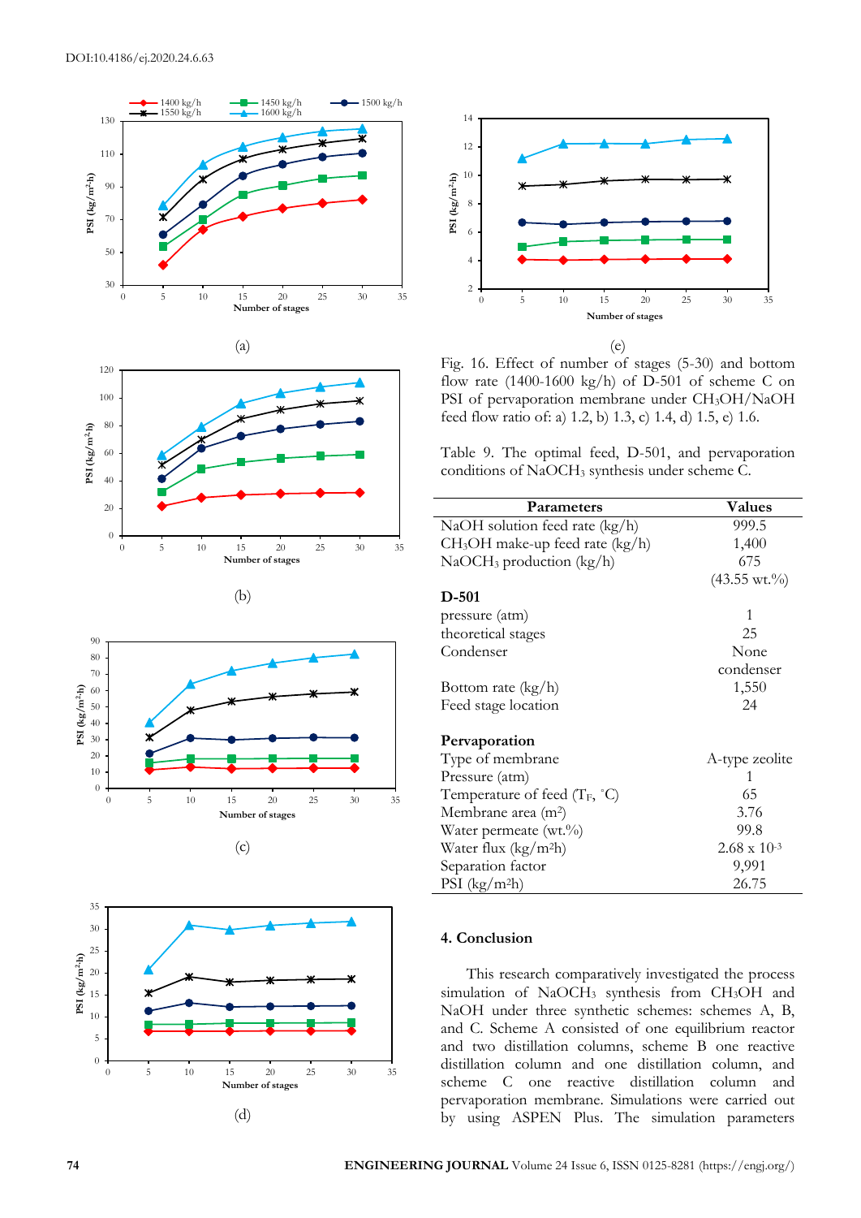(a)

(b)

(c)

(d)

(e)

Fig. 16. Effect of number of stages (5-30) and bottom flow rate (1400-1600 kg/h) of D-501 of scheme C on PSI of pervaporation membrane under $CH_3OH$/NaOH feed flow ratio of: a) 1.2, b) 1.3, c) 1.4, d) 1.5, e) 1.6.

Table 9. The optimal feed, D-501, and pervaporation conditions of $NaOCH_3$ synthesis under scheme C.

| Parameters | Values |
|---|---|
| NaOH solution feed rate (kg/h) | 999.5 |
| $CH_3OH$ make-up feed rate (kg/h) | 1,400 |
| $NaOCH_3$ production (kg/h) | 675 (43.55 wt.%) |
| **D-501** | |
| pressure (atm) | 1 |
| theoretical stages | 25 |
| Condenser | None condenser |
| Bottom rate (kg/h) | 1,550 |
| Feed stage location | 24 |
| **Pervaporation** | |
| Type of membrane | A-type zeolite |
| Pressure (atm) | 1 |
| Temperature of feed ($T_F$, °C) | 65 |
| Membrane area ($m^2$) | 3.76 |
| Water permeate (wt.%) | 99.8 |
| Water flux ($kg/m^2h$) | $2.68 \times 10^{-3}$ |
| Separation factor | 9,991 |
| PSI ($kg/m^2h$) | 26.75 |

## 4. Conclusion

This research comparatively investigated the process simulation of $NaOCH_3$ synthesis from $CH_3OH$ and NaOH under three synthetic schemes: schemes A, B, and C. Scheme A consisted of one equilibrium reactor and two distillation columns, scheme B one reactive distillation column and one distillation column, and scheme C one reactive distillation column and pervaporation membrane. Simulations were carried out by using ASPEN Plus. The simulation parameters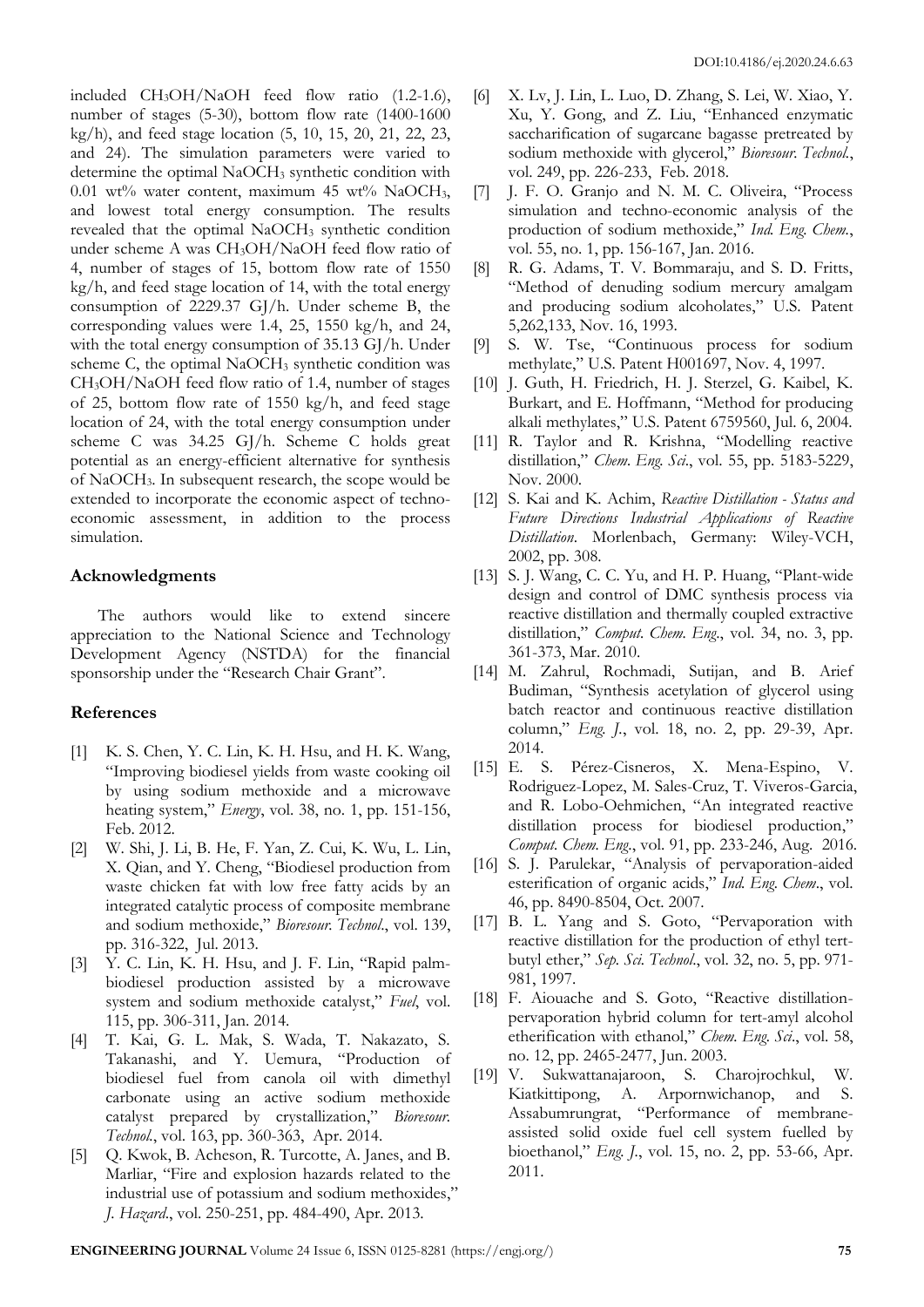included $CH_3OH/NaOH$ feed flow ratio (1.2-1.6), number of stages (5-30), bottom flow rate (1400-1600 kg/h), and feed stage location (5, 10, 15, 20, 21, 22, 23, and 24). The simulation parameters were varied to determine the optimal $NaOCH_3$ synthetic condition with 0.01 wt% water content, maximum 45 wt% $NaOCH_3$, and lowest total energy consumption. The results revealed that the optimal $NaOCH_3$ synthetic condition under scheme A was $CH_3OH/NaOH$ feed flow ratio of 4, number of stages of 15, bottom flow rate of 1550 kg/h, and feed stage location of 14, with the total energy consumption of 2229.37 GJ/h. Under scheme B, the corresponding values were 1.4, 25, 1550 kg/h, and 24, with the total energy consumption of 35.13 GJ/h. Under scheme C, the optimal $NaOCH_3$ synthetic condition was $CH_3OH/NaOH$ feed flow ratio of 1.4, number of stages of 25, bottom flow rate of 1550 kg/h, and feed stage location of 24, with the total energy consumption under scheme C was 34.25 GJ/h. Scheme C holds great potential as an energy-efficient alternative for synthesis of $NaOCH_3$. In subsequent research, the scope would be extended to incorporate the economic aspect of techno-economic assessment, in addition to the process simulation.

## Acknowledgments

The authors would like to extend sincere appreciation to the National Science and Technology Development Agency (NSTDA) for the financial sponsorship under the "Research Chair Grant".

## References

[1] K. S. Chen, Y. C. Lin, K. H. Hsu, and H. K. Wang, "Improving biodiesel yields from waste cooking oil by using sodium methoxide and a microwave heating system," *Energy*, vol. 38, no. 1, pp. 151-156, Feb. 2012.

[2] W. Shi, J. Li, B. He, F. Yan, Z. Cui, K. Wu, L. Lin, X. Qian, and Y. Cheng, "Biodiesel production from waste chicken fat with low free fatty acids by an integrated catalytic process of composite membrane and sodium methoxide," *Bioresour. Technol.*, vol. 139, pp. 316-322, Jul. 2013.

[3] Y. C. Lin, K. H. Hsu, and J. F. Lin, "Rapid palm-biodiesel production assisted by a microwave system and sodium methoxide catalyst," *Fuel*, vol. 115, pp. 306-311, Jan. 2014.

[4] T. Kai, G. L. Mak, S. Wada, T. Nakazato, S. Takanashi, and Y. Uemura, "Production of biodiesel fuel from canola oil with dimethyl carbonate using an active sodium methoxide catalyst prepared by crystallization," *Bioresour. Technol.*, vol. 163, pp. 360-363, Apr. 2014.

[5] Q. Kwok, B. Acheson, R. Turcotte, A. Janes, and B. Marliar, "Fire and explosion hazards related to the industrial use of potassium and sodium methoxides," *J. Hazard.*, vol. 250-251, pp. 484-490, Apr. 2013.

[6] X. Lv, J. Lin, L. Luo, D. Zhang, S. Lei, W. Xiao, Y. Xu, Y. Gong, and Z. Liu, "Enhanced enzymatic saccharification of sugarcane bagasse pretreated by sodium methoxide with glycerol," *Bioresour. Technol.*, vol. 249, pp. 226-233, Feb. 2018.

[7] J. F. O. Granjo and N. M. C. Oliveira, "Process simulation and techno-economic analysis of the production of sodium methoxide," *Ind. Eng. Chem.*, vol. 55, no. 1, pp. 156-167, Jan. 2016.

[8] R. G. Adams, T. V. Bommaraju, and S. D. Fritts, "Method of denuding sodium mercury amalgam and producing sodium alcoholates," U.S. Patent 5,262,133, Nov. 16, 1993.

[9] S. W. Tse, "Continuous process for sodium methylate," U.S. Patent H001697, Nov. 4, 1997.

[10] J. Guth, H. Friedrich, H. J. Sterzel, G. Kaibel, K. Burkart, and E. Hoffmann, "Method for producing alkali methylates," U.S. Patent 6759560, Jul. 6, 2004.

[11] R. Taylor and R. Krishna, "Modelling reactive distillation," *Chem. Eng. Sci.*, vol. 55, pp. 5183-5229, Nov. 2000.

[12] S. Kai and K. Achim, *Reactive Distillation - Status and Future Directions Industrial Applications of Reactive Distillation*. Morlenbach, Germany: Wiley-VCH, 2002, pp. 308.

[13] S. J. Wang, C. C. Yu, and H. P. Huang, "Plant-wide design and control of DMC synthesis process via reactive distillation and thermally coupled extractive distillation," *Comput. Chem. Eng.*, vol. 34, no. 3, pp. 361-373, Mar. 2010.

[14] M. Zahrul, Rochmadi, Sutijan, and B. Arief Budiman, "Synthesis acetylation of glycerol using batch reactor and continuous reactive distillation column," *Eng. J.*, vol. 18, no. 2, pp. 29-39, Apr. 2014.

[15] E. S. Pérez-Cisneros, X. Mena-Espino, V. Rodriguez-Lopez, M. Sales-Cruz, T. Viveros-Garcia, and R. Lobo-Oehmichen, "An integrated reactive distillation process for biodiesel production," *Comput. Chem. Eng.*, vol. 91, pp. 233-246, Aug. 2016.

[16] S. J. Parulekar, "Analysis of pervaporation-aided esterification of organic acids," *Ind. Eng. Chem.*, vol. 46, pp. 8490-8504, Oct. 2007.

[17] B. L. Yang and S. Goto, "Pervaporation with reactive distillation for the production of ethyl tert-butyl ether," *Sep. Sci. Technol.*, vol. 32, no. 5, pp. 971-981, 1997.

[18] F. Aiouache and S. Goto, "Reactive distillation-pervaporation hybrid column for tert-amyl alcohol etherification with ethanol," *Chem. Eng. Sci.*, vol. 58, no. 12, pp. 2465-2477, Jun. 2003.

[19] V. Sukwattanajaroon, S. Charojrochkul, W. Kiatkittipong, A. Arpornwichanop, and S. Assabumrungrat, "Performance of membrane-assisted solid oxide fuel cell system fuelled by bioethanol," *Eng. J.*, vol. 15, no. 2, pp. 53-66, Apr. 2011.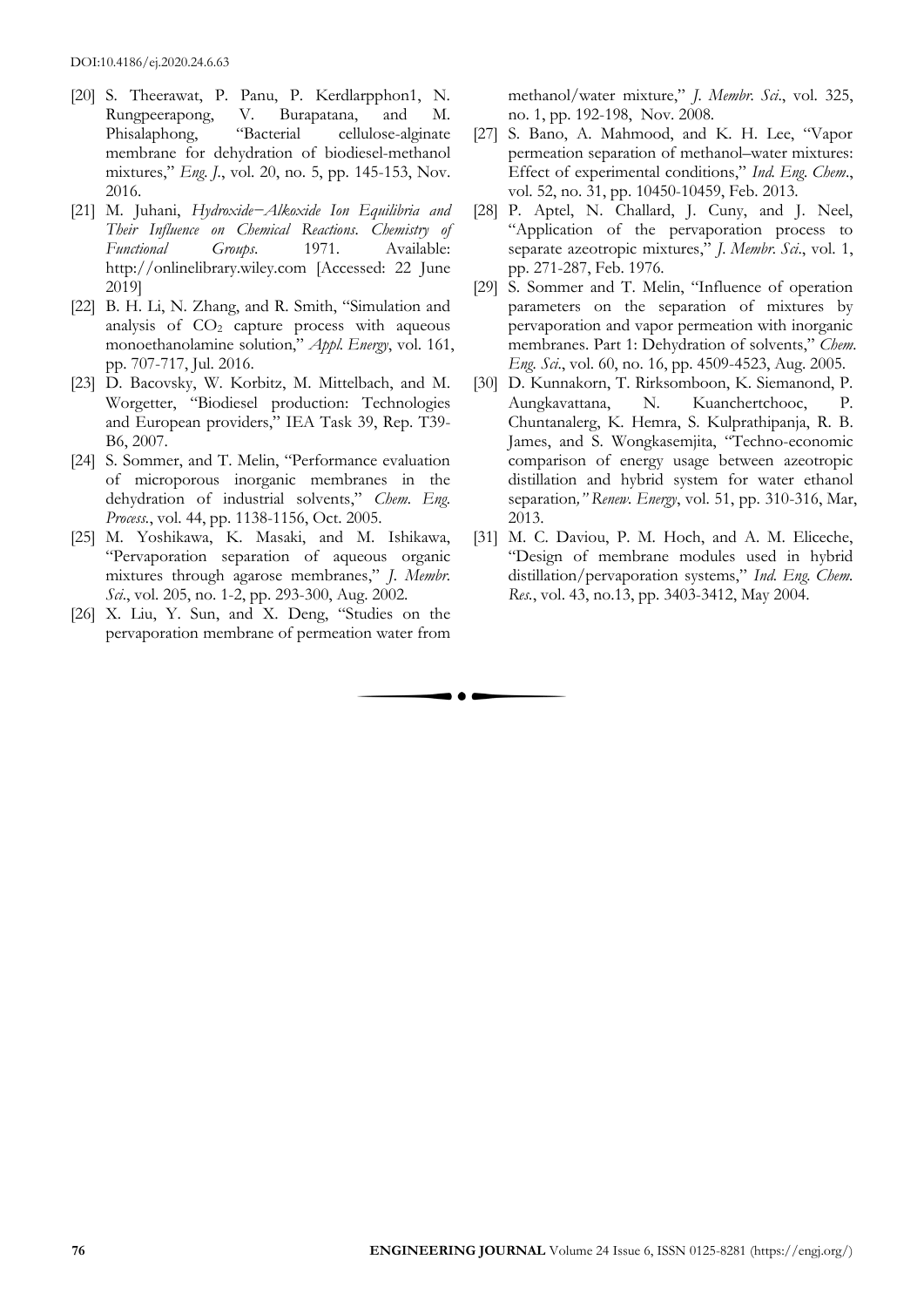[20] S. Theerawat, P. Panu, P. Kerdlarpphon1, N. Rungpeerapong, V. Burapatana, and M. Phisalaphong, "Bacterial cellulose-alginate membrane for dehydration of biodiesel-methanol mixtures," *Eng. J.*, vol. 20, no. 5, pp. 145-153, Nov. 2016.

[21] M. Juhani, *Hydroxide−Alkoxide Ion Equilibria and Their Influence on Chemical Reactions. Chemistry of Functional Groups*. 1971. Available: http://onlinelibrary.wiley.com [Accessed: 22 June 2019]

[22] B. H. Li, N. Zhang, and R. Smith, "Simulation and analysis of $CO_2$ capture process with aqueous monoethanolamine solution," *Appl. Energy*, vol. 161, pp. 707-717, Jul. 2016.

[23] D. Bacovsky, W. Korbitz, M. Mittelbach, and M. Worgetter, "Biodiesel production: Technologies and European providers," IEA Task 39, Rep. T39-B6, 2007.

[24] S. Sommer, and T. Melin, "Performance evaluation of microporous inorganic membranes in the dehydration of industrial solvents," *Chem. Eng. Process.*, vol. 44, pp. 1138-1156, Oct. 2005.

[25] M. Yoshikawa, K. Masaki, and M. Ishikawa, "Pervaporation separation of aqueous organic mixtures through agarose membranes," *J. Membr. Sci.*, vol. 205, no. 1-2, pp. 293-300, Aug. 2002.

[26] X. Liu, Y. Sun, and X. Deng, "Studies on the pervaporation membrane of permeation water from methanol/water mixture," *J. Membr. Sci.*, vol. 325, no. 1, pp. 192-198, Nov. 2008.

[27] S. Bano, A. Mahmood, and K. H. Lee, "Vapor permeation separation of methanol–water mixtures: Effect of experimental conditions," *Ind. Eng. Chem.*, vol. 52, no. 31, pp. 10450-10459, Feb. 2013.

[28] P. Aptel, N. Challard, J. Cuny, and J. Neel, "Application of the pervaporation process to separate azeotropic mixtures," *J. Membr. Sci.*, vol. 1, pp. 271-287, Feb. 1976.

[29] S. Sommer and T. Melin, "Influence of operation parameters on the separation of mixtures by pervaporation and vapor permeation with inorganic membranes. Part 1: Dehydration of solvents," *Chem. Eng. Sci.*, vol. 60, no. 16, pp. 4509-4523, Aug. 2005.

[30] D. Kunnakorn, T. Rirksomboon, K. Siemanond, P. Aungkavattana, N. Kuanchertchooc, P. Chuntanalerg, K. Hemra, S. Kulprathipanja, R. B. James, and S. Wongkasemjita, "Techno-economic comparison of energy usage between azeotropic distillation and hybrid system for water ethanol separation," *Renew. Energy*, vol. 51, pp. 310-316, Mar, 2013.

[31] M. C. Daviou, P. M. Hoch, and A. M. Eliceche, "Design of membrane modules used in hybrid distillation/pervaporation systems," *Ind. Eng. Chem. Res.*, vol. 43, no.13, pp. 3403-3412, May 2004.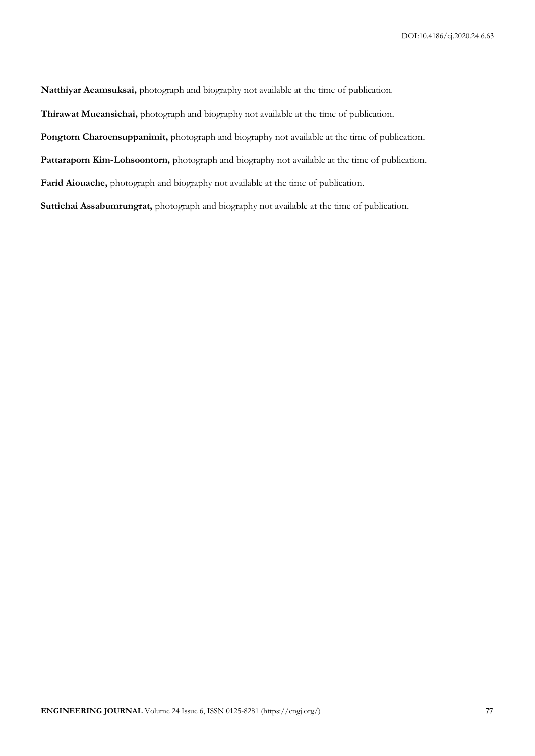**Natthiyar Aeamsuksai,** photograph and biography not available at the time of publication.

**Thirawat Mueansichai,** photograph and biography not available at the time of publication.

**Pongtorn Charoensuppanimit,** photograph and biography not available at the time of publication.

**Pattaraporn Kim-Lohsoontorn,** photograph and biography not available at the time of publication.

**Farid Aiouache,** photograph and biography not available at the time of publication.

**Suttichai Assabumrungrat,** photograph and biography not available at the time of publication.